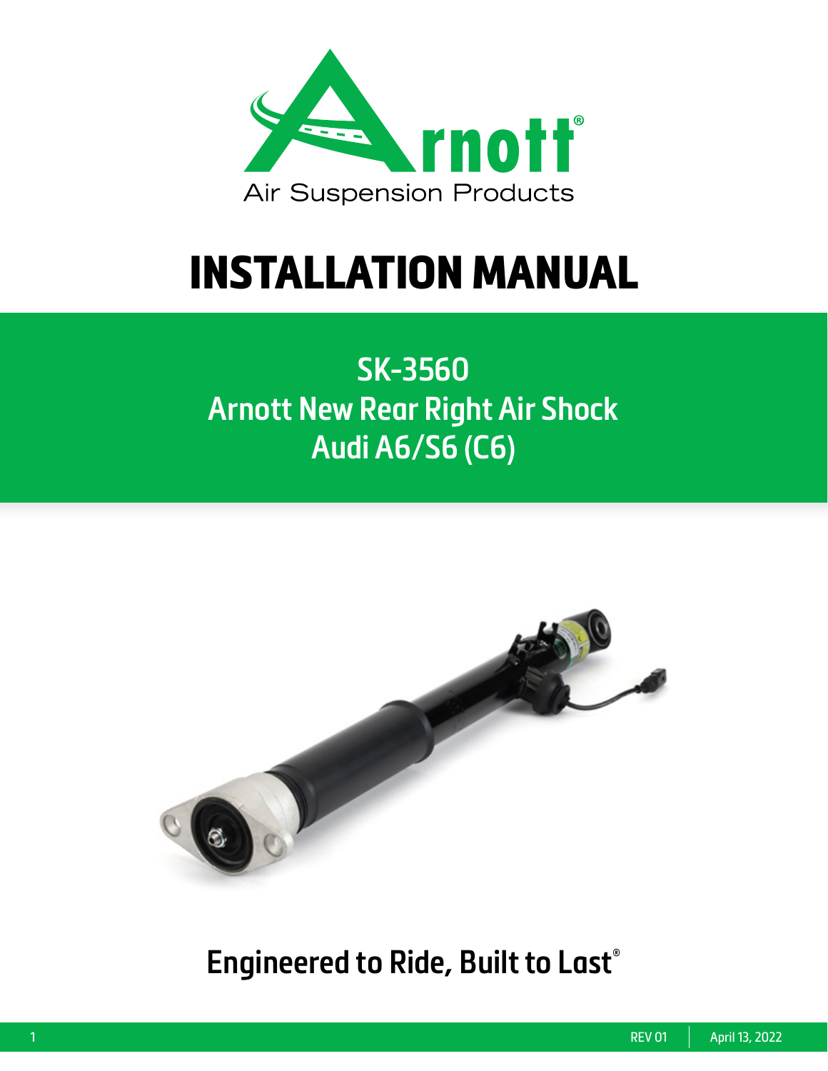Arnott®

Air Suspension Products

# INSTALLATION MANUAL

## SK-3560
## Arnott New Rear Right Air Shock
## Audi A6/S6 (C6)

**Engineered to Ride, Built to Last®**

REV 01 | April 13, 2022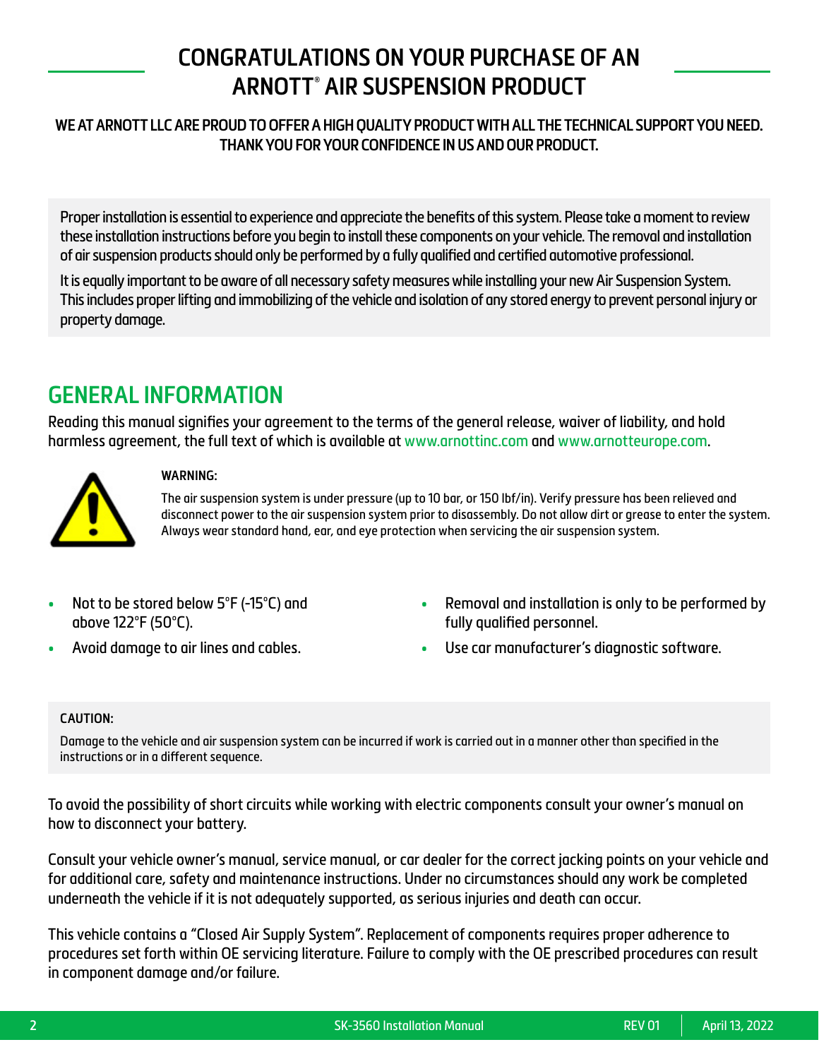# CONGRATULATIONS ON YOUR PURCHASE OF AN ARNOTT® AIR SUSPENSION PRODUCT

**WE AT ARNOTT LLC ARE PROUD TO OFFER A HIGH QUALITY PRODUCT WITH ALL THE TECHNICAL SUPPORT YOU NEED. THANK YOU FOR YOUR CONFIDENCE IN US AND OUR PRODUCT.**

Proper installation is essential to experience and appreciate the benefits of this system. Please take a moment to review these installation instructions before you begin to install these components on your vehicle. The removal and installation of air suspension products should only be performed by a fully qualified and certified automotive professional.

It is equally important to be aware of all necessary safety measures while installing your new Air Suspension System. This includes proper lifting and immobilizing of the vehicle and isolation of any stored energy to prevent personal injury or property damage.

## GENERAL INFORMATION

Reading this manual signifies your agreement to the terms of the general release, waiver of liability, and hold harmless agreement, the full text of which is available at www.arnottinc.com and www.arnotteurope.com.

**WARNING:**

The air suspension system is under pressure (up to 10 bar, or 150 lbf/in). Verify pressure has been relieved and disconnect power to the air suspension system prior to disassembly. Do not allow dirt or grease to enter the system. Always wear standard hand, ear, and eye protection when servicing the air suspension system.

- Not to be stored below 5°F (-15°C) and above 122°F (50°C).
- Avoid damage to air lines and cables.
- Removal and installation is only to be performed by fully qualified personnel.
- Use car manufacturer's diagnostic software.

**CAUTION:**

Damage to the vehicle and air suspension system can be incurred if work is carried out in a manner other than specified in the instructions or in a different sequence.

To avoid the possibility of short circuits while working with electric components consult your owner's manual on how to disconnect your battery.

Consult your vehicle owner's manual, service manual, or car dealer for the correct jacking points on your vehicle and for additional care, safety and maintenance instructions. Under no circumstances should any work be completed underneath the vehicle if it is not adequately supported, as serious injuries and death can occur.

This vehicle contains a "Closed Air Supply System". Replacement of components requires proper adherence to procedures set forth within OE servicing literature. Failure to comply with the OE prescribed procedures can result in component damage and/or failure.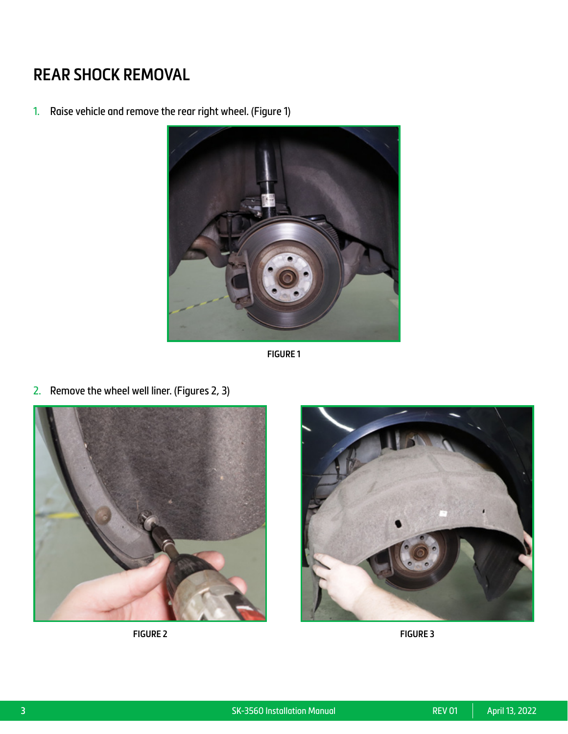# REAR SHOCK REMOVAL

1. Raise vehicle and remove the rear right wheel. (Figure 1)

FIGURE 1

2. Remove the wheel well liner. (Figures 2, 3)

FIGURE 2

FIGURE 3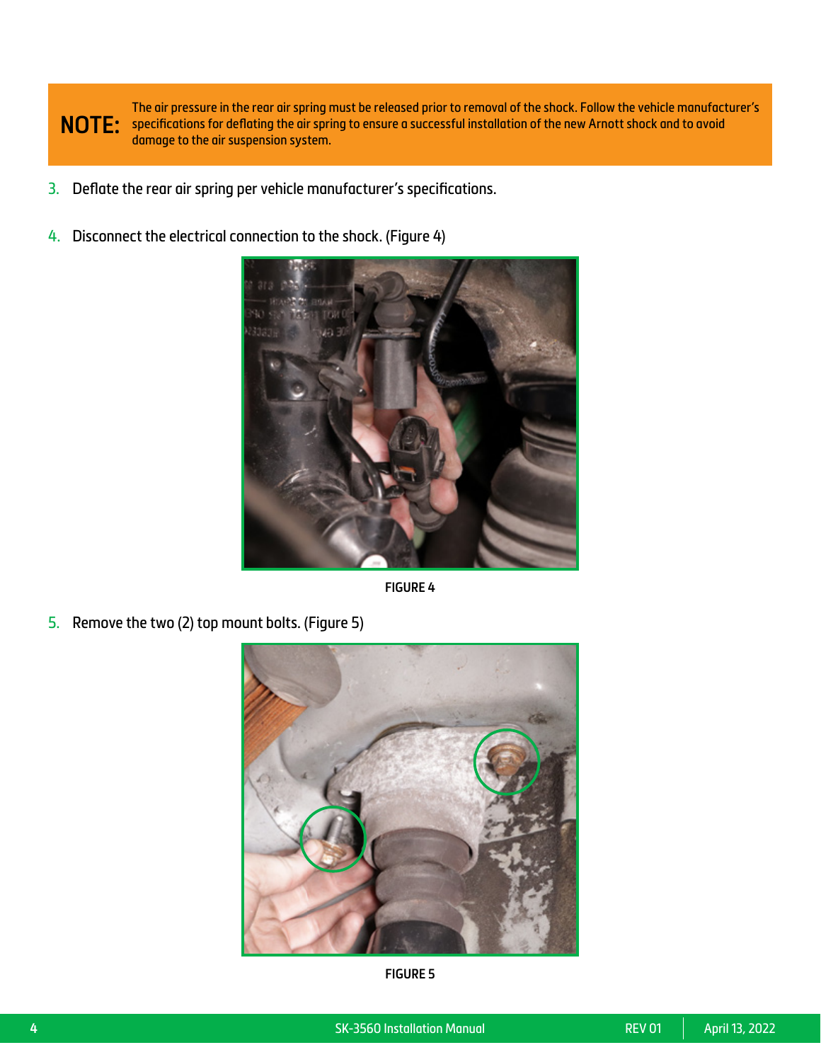**NOTE:** The air pressure in the rear air spring must be released prior to removal of the shock. Follow the vehicle manufacturer's specifications for deflating the air spring to ensure a successful installation of the new Arnott shock and to avoid damage to the air suspension system.

3. Deflate the rear air spring per vehicle manufacturer's specifications.

4. Disconnect the electrical connection to the shock. (Figure 4)

FIGURE 4

5. Remove the two (2) top mount bolts. (Figure 5)

FIGURE 5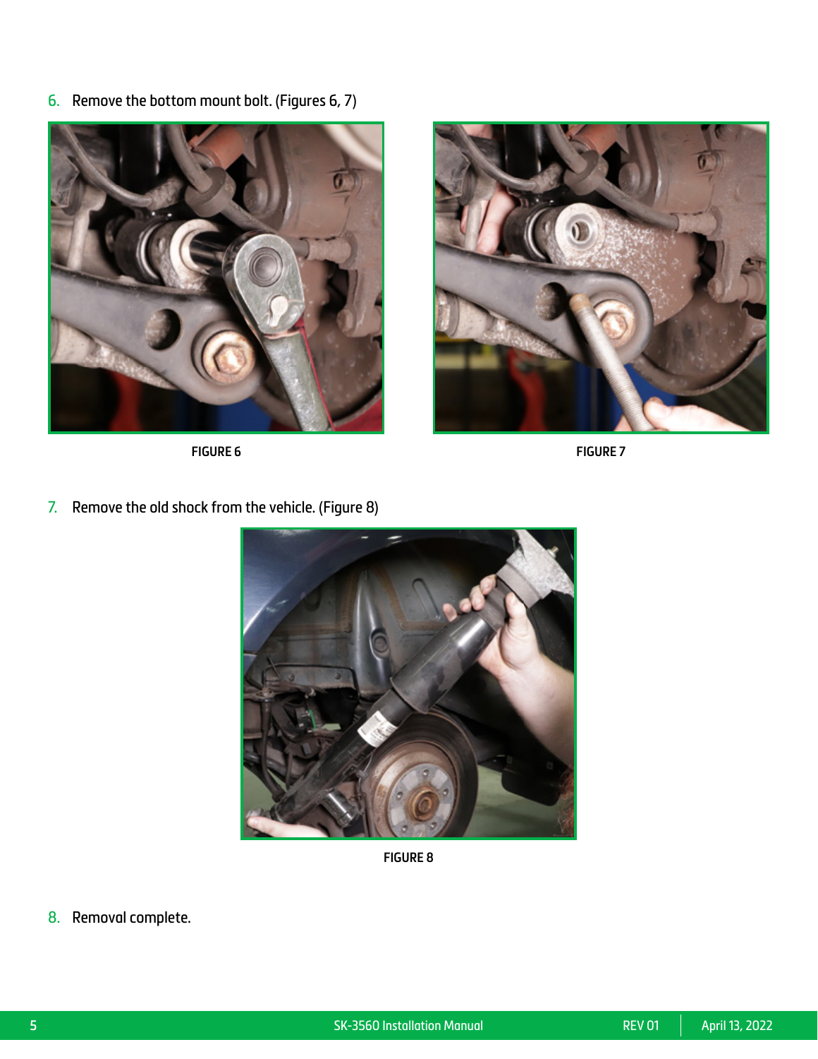6. Remove the bottom mount bolt. (Figures 6, 7)

FIGURE 6

FIGURE 7

7. Remove the old shock from the vehicle. (Figure 8)

FIGURE 8

8. Removal complete.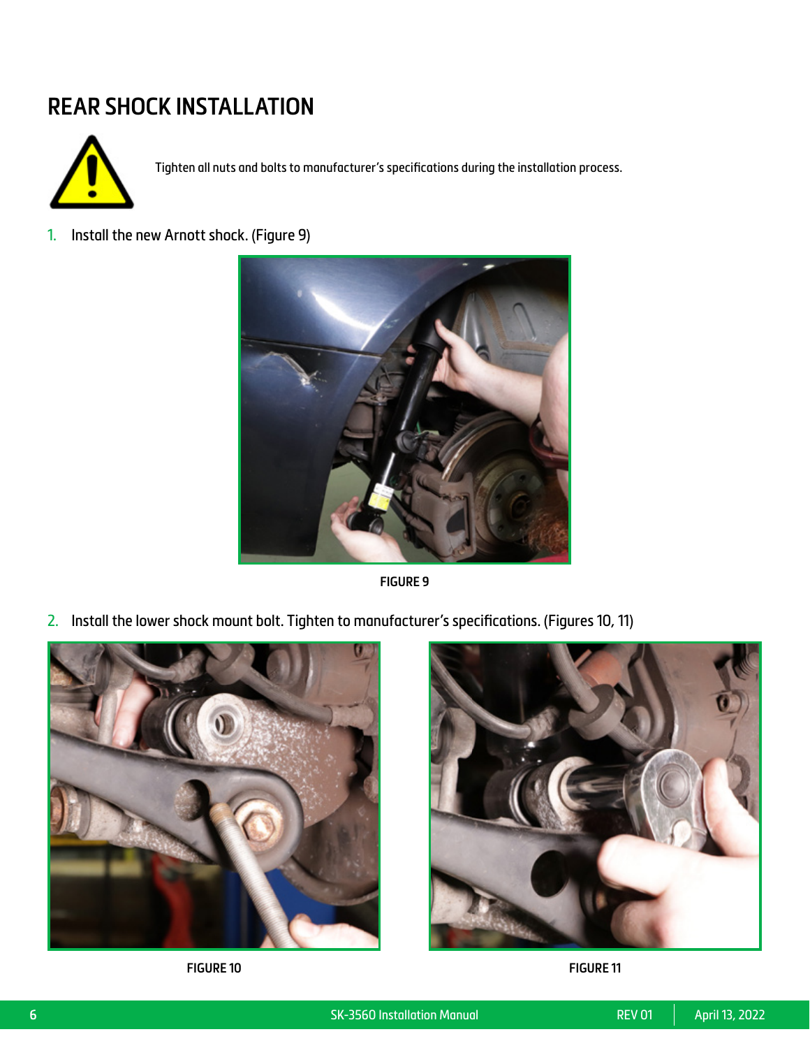## REAR SHOCK INSTALLATION

Tighten all nuts and bolts to manufacturer's specifications during the installation process.

1. Install the new Arnott shock. (Figure 9)

FIGURE 9

2. Install the lower shock mount bolt. Tighten to manufacturer's specifications. (Figures 10, 11)

FIGURE 10

FIGURE 11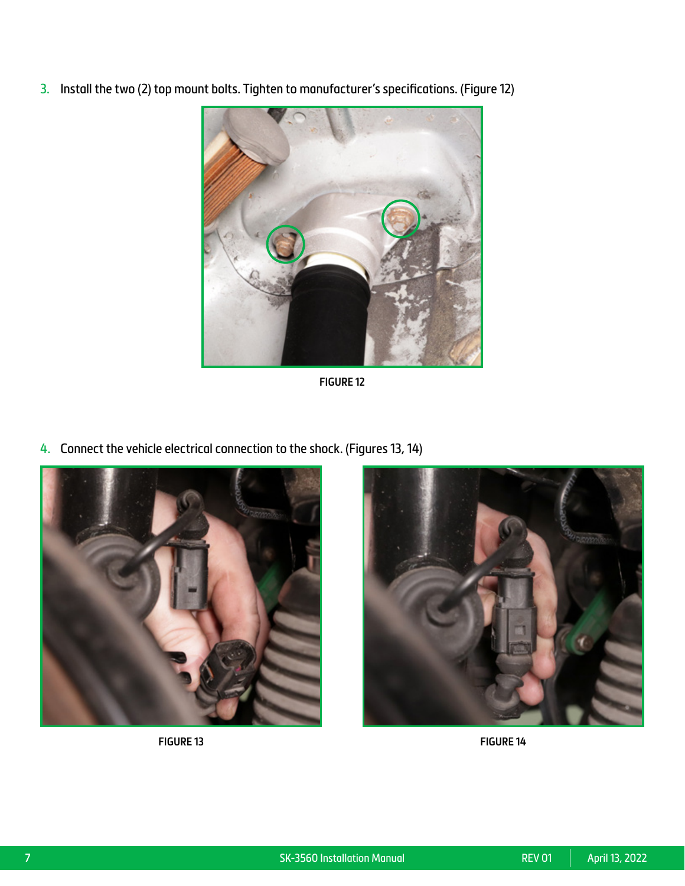3. Install the two (2) top mount bolts. Tighten to manufacturer's specifications. (Figure 12)

FIGURE 12

4. Connect the vehicle electrical connection to the shock. (Figures 13, 14)

FIGURE 13

FIGURE 14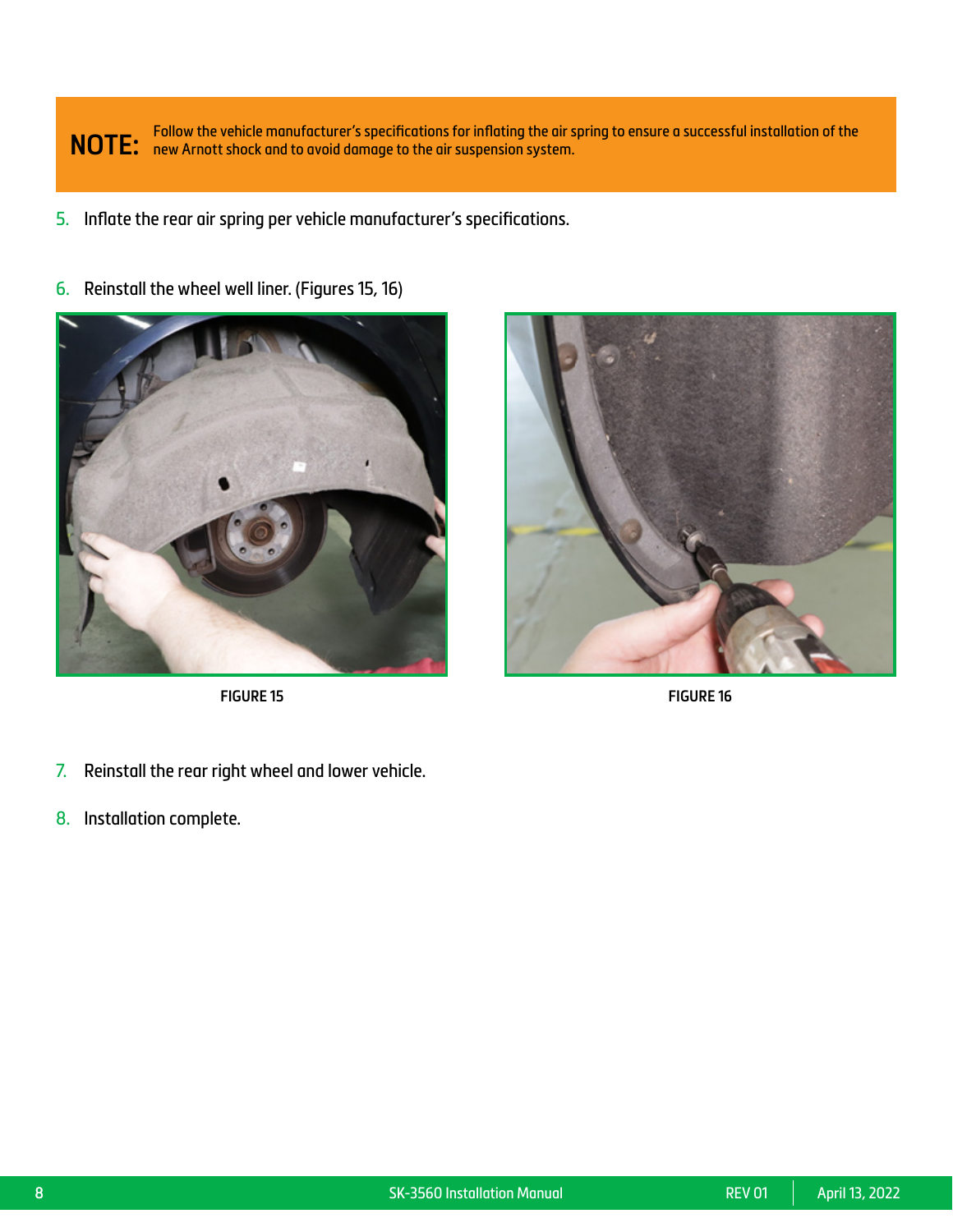**NOTE:** Follow the vehicle manufacturer's specifications for inflating the air spring to ensure a successful installation of the new Arnott shock and to avoid damage to the air suspension system.

5. Inflate the rear air spring per vehicle manufacturer's specifications.

6. Reinstall the wheel well liner. (Figures 15, 16)

FIGURE 15

FIGURE 16

7. Reinstall the rear right wheel and lower vehicle.

8. Installation complete.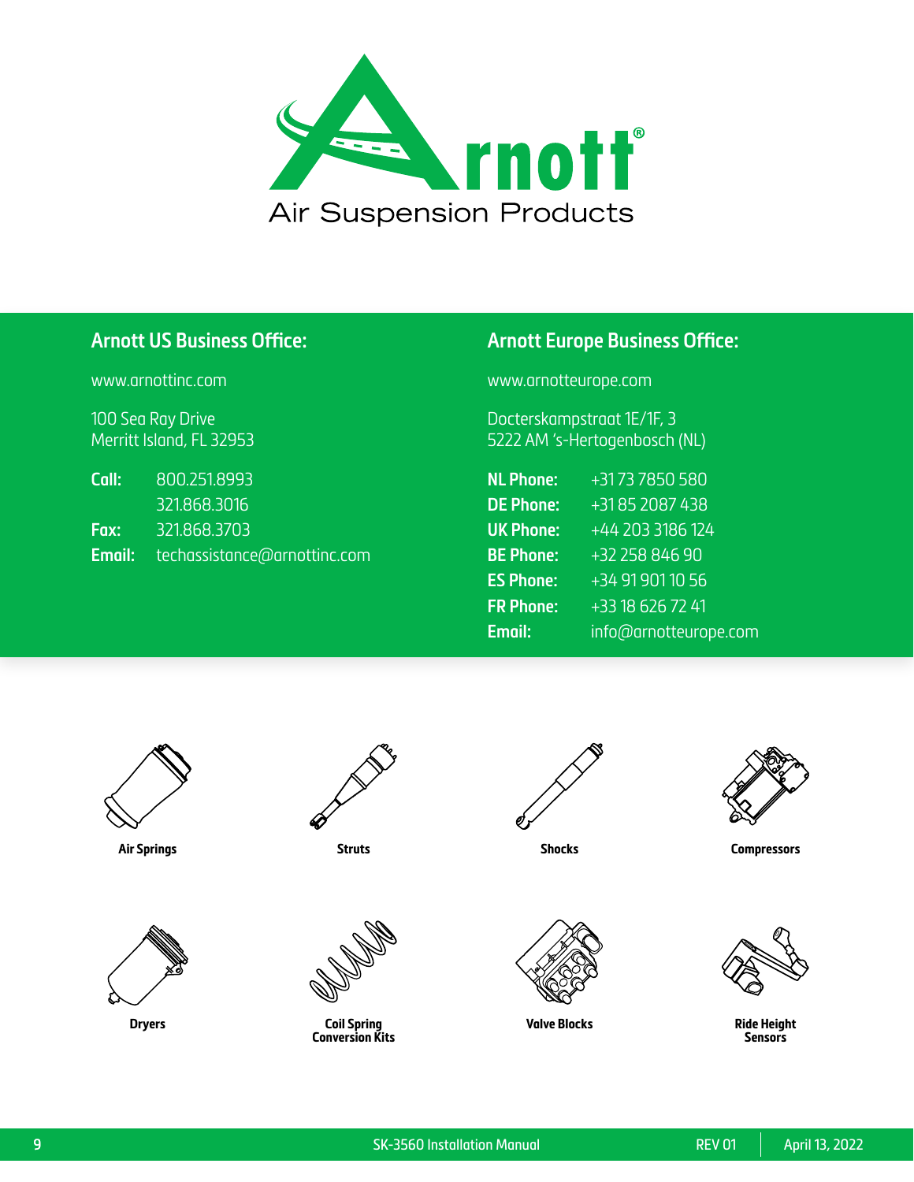Arnott®

Air Suspension Products

## Arnott US Business Office:

www.arnottinc.com

100 Sea Ray Drive
Merritt Island, FL 32953

**Call:** 800.251.8993
321.868.3016
**Fax:** 321.868.3703
**Email:** techassistance@arnottinc.com

## Arnott Europe Business Office:

www.arnotteurope.com

Docterskampstraat 1E/1F, 3
5222 AM 's-Hertogenbosch (NL)

**NL Phone:** +31 73 7850 580
**DE Phone:** +31 85 2087 438
**UK Phone:** +44 203 3186 124
**BE Phone:** +32 258 846 90
**ES Phone:** +34 91 901 10 56
**FR Phone:** +33 18 626 72 41
**Email:** info@arnotteurope.com

**Air Springs**

**Struts**

**Shocks**

**Compressors**

**Dryers**

**Coil Spring Conversion Kits**

**Valve Blocks**

**Ride Height Sensors**